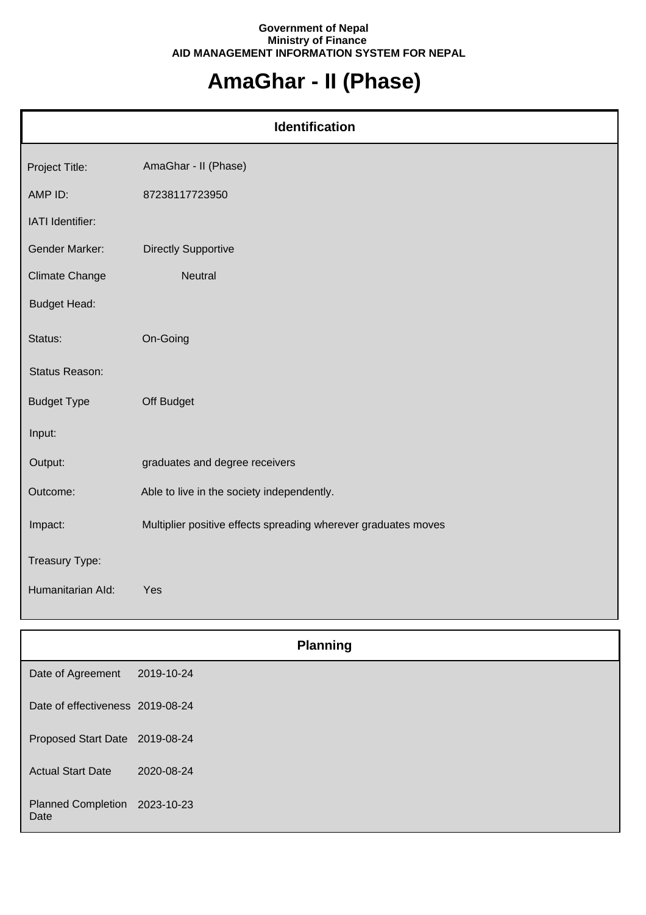Government of Nepal
Ministry of Finance
AID MANAGEMENT INFORMATION SYSTEM FOR NEPAL

# AmaGhar - II (Phase)

## Identification

| | |
|---|---|
| Project Title: | AmaGhar - II (Phase) |
| AMP ID: | 87238117723950 |
| IATI Identifier: | |
| Gender Marker: | Directly Supportive |
| Climate Change | Neutral |
| Budget Head: | |
| Status: | On-Going |
| Status Reason: | |
| Budget Type | Off Budget |
| Input: | |
| Output: | graduates and degree receivers |
| Outcome: | Able to live in the society independently. |
| Impact: | Multiplier positive effects spreading wherever graduates moves |
| Treasury Type: | |
| Humanitarian AId: | Yes |

## Planning

| | |
|---|---|
| Date of Agreement | 2019-10-24 |
| Date of effectiveness | 2019-08-24 |
| Proposed Start Date | 2019-08-24 |
| Actual Start Date | 2020-08-24 |
| Planned Completion Date | 2023-10-23 |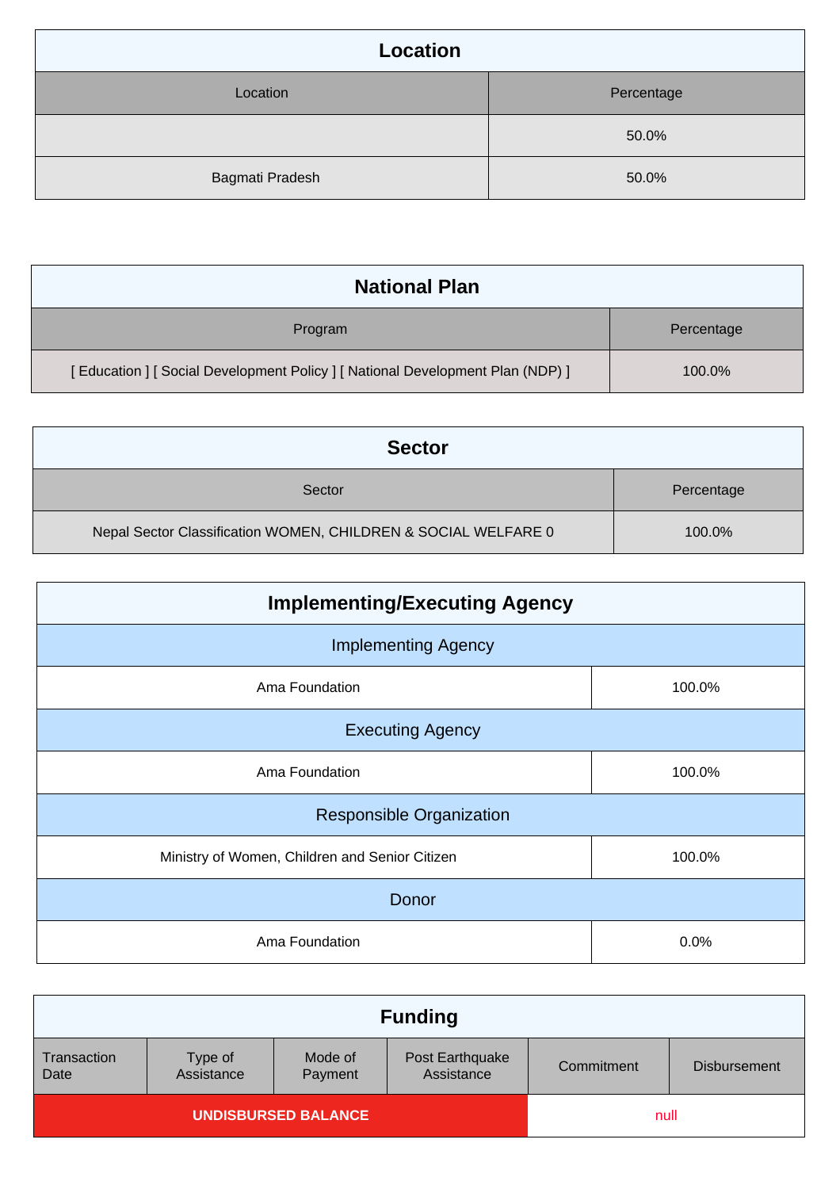## Location

| Location | Percentage |
| --- | --- |
| | 50.0% |
| Bagmati Pradesh | 50.0% |

## National Plan

| Program | Percentage |
| --- | --- |
| [ Education ] [ Social Development Policy ] [ National Development Plan (NDP) ] | 100.0% |

## Sector

| Sector | Percentage |
| --- | --- |
| Nepal Sector Classification WOMEN, CHILDREN & SOCIAL WELFARE 0 | 100.0% |

## Implementing/Executing Agency

| Implementing Agency | |
| --- | --- |
| Ama Foundation | 100.0% |
| **Executing Agency** | |
| Ama Foundation | 100.0% |
| **Responsible Organization** | |
| Ministry of Women, Children and Senior Citizen | 100.0% |
| **Donor** | |
| Ama Foundation | 0.0% |

## Funding

| Transaction Date | Type of Assistance | Mode of Payment | Post Earthquake Assistance | Commitment | Disbursement |
| --- | --- | --- | --- | --- | --- |
| UNDISBURSED BALANCE | | | | null | |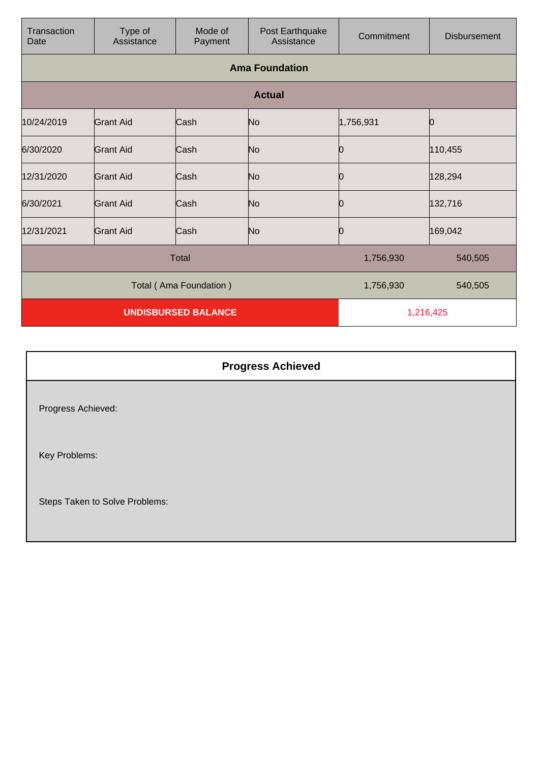| Transaction Date | Type of Assistance | Mode of Payment | Post Earthquake Assistance | Commitment | Disbursement |
|---|---|---|---|---|---|
| **Ama Foundation** | | | | | |
| **Actual** | | | | | |
| 10/24/2019 | Grant Aid | Cash | No | 1,756,931 | 0 |
| 6/30/2020 | Grant Aid | Cash | No | 0 | 110,455 |
| 12/31/2020 | Grant Aid | Cash | No | 0 | 128,294 |
| 6/30/2021 | Grant Aid | Cash | No | 0 | 132,716 |
| 12/31/2021 | Grant Aid | Cash | No | 0 | 169,042 |
| Total | | | | 1,756,930 | 540,505 |
| Total ( Ama Foundation ) | | | | 1,756,930 | 540,505 |
| **UNDISBURSED BALANCE** | | | | 1,216,425 | |

| **Progress Achieved** |
|---|
| Progress Achieved: |
| Key Problems: |
| Steps Taken to Solve Problems: |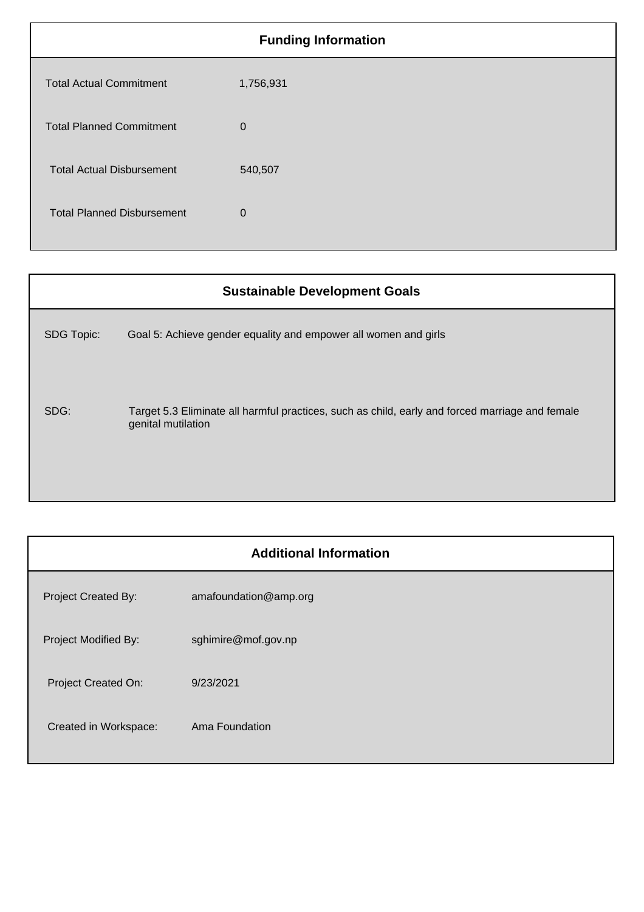## Funding Information

| | |
|---|---|
| Total Actual Commitment | 1,756,931 |
| Total Planned Commitment | 0 |
| Total Actual Disbursement | 540,507 |
| Total Planned Disbursement | 0 |

## Sustainable Development Goals

| | |
|---|---|
| SDG Topic: | Goal 5: Achieve gender equality and empower all women and girls |
| SDG: | Target 5.3 Eliminate all harmful practices, such as child, early and forced marriage and female genital mutilation |

## Additional Information

| | |
|---|---|
| Project Created By: | amafoundation@amp.org |
| Project Modified By: | sghimire@mof.gov.np |
| Project Created On: | 9/23/2021 |
| Created in Workspace: | Ama Foundation |